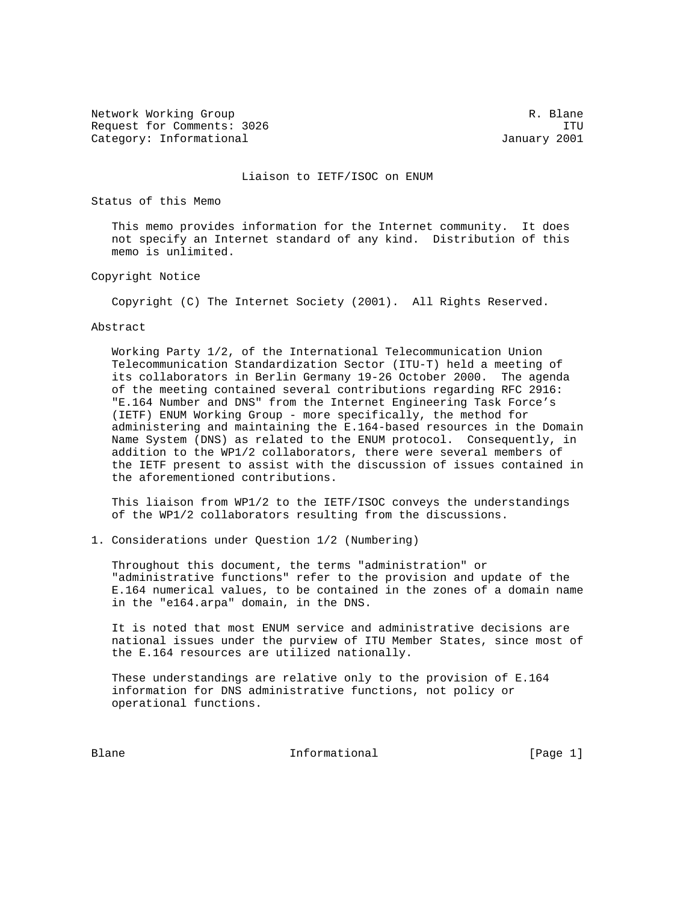Network Working Group R. Blane
Request for Comments: 3026 ITU
Category: Informational January 2001

# Liaison to IETF/ISOC on ENUM

## Status of this Memo

This memo provides information for the Internet community. It does not specify an Internet standard of any kind. Distribution of this memo is unlimited.

## Copyright Notice

Copyright (C) The Internet Society (2001). All Rights Reserved.

## Abstract

Working Party 1/2, of the International Telecommunication Union Telecommunication Standardization Sector (ITU-T) held a meeting of its collaborators in Berlin Germany 19-26 October 2000. The agenda of the meeting contained several contributions regarding RFC 2916: "E.164 Number and DNS" from the Internet Engineering Task Force's (IETF) ENUM Working Group - more specifically, the method for administering and maintaining the E.164-based resources in the Domain Name System (DNS) as related to the ENUM protocol. Consequently, in addition to the WP1/2 collaborators, there were several members of the IETF present to assist with the discussion of issues contained in the aforementioned contributions.

This liaison from WP1/2 to the IETF/ISOC conveys the understandings of the WP1/2 collaborators resulting from the discussions.

## 1. Considerations under Question 1/2 (Numbering)

Throughout this document, the terms "administration" or "administrative functions" refer to the provision and update of the E.164 numerical values, to be contained in the zones of a domain name in the "e164.arpa" domain, in the DNS.

It is noted that most ENUM service and administrative decisions are national issues under the purview of ITU Member States, since most of the E.164 resources are utilized nationally.

These understandings are relative only to the provision of E.164 information for DNS administrative functions, not policy or operational functions.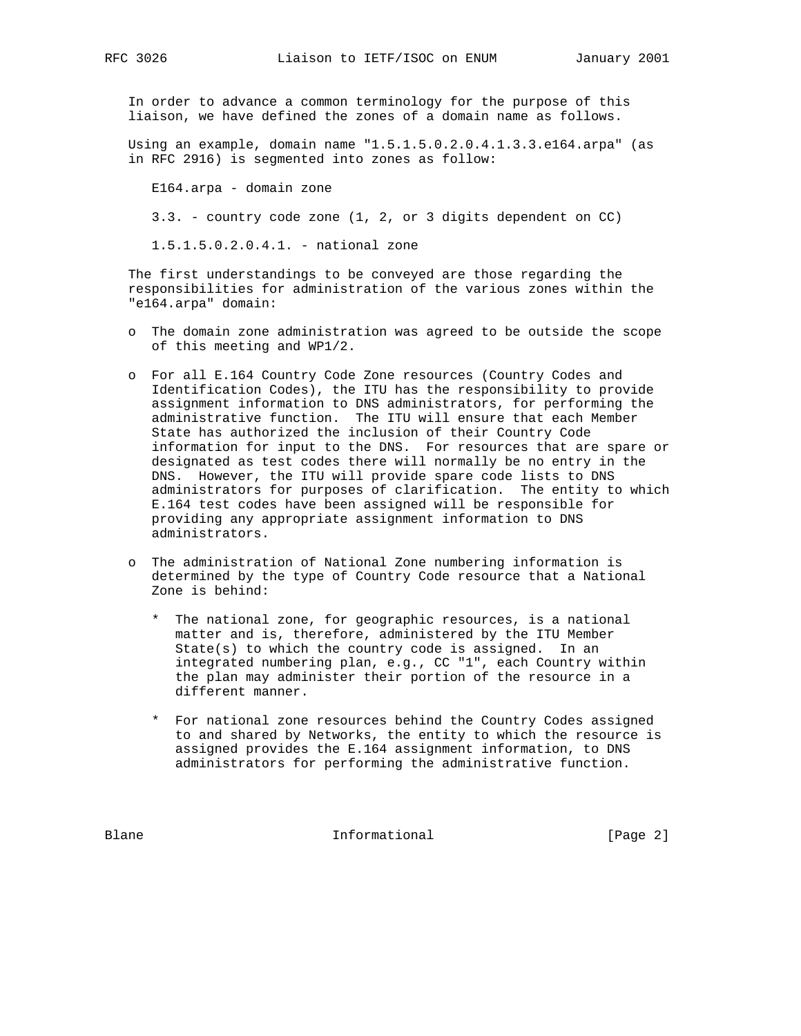In order to advance a common terminology for the purpose of this liaison, we have defined the zones of a domain name as follows.

Using an example, domain name "1.5.1.5.0.2.0.4.1.3.3.e164.arpa" (as in RFC 2916) is segmented into zones as follow:

E164.arpa - domain zone

3.3. - country code zone (1, 2, or 3 digits dependent on CC)

1.5.1.5.0.2.0.4.1. - national zone

The first understandings to be conveyed are those regarding the responsibilities for administration of the various zones within the "e164.arpa" domain:

- The domain zone administration was agreed to be outside the scope of this meeting and WP1/2.

- For all E.164 Country Code Zone resources (Country Codes and Identification Codes), the ITU has the responsibility to provide assignment information to DNS administrators, for performing the administrative function. The ITU will ensure that each Member State has authorized the inclusion of their Country Code information for input to the DNS. For resources that are spare or designated as test codes there will normally be no entry in the DNS. However, the ITU will provide spare code lists to DNS administrators for purposes of clarification. The entity to which E.164 test codes have been assigned will be responsible for providing any appropriate assignment information to DNS administrators.

- The administration of National Zone numbering information is determined by the type of Country Code resource that a National Zone is behind:

  * The national zone, for geographic resources, is a national matter and is, therefore, administered by the ITU Member State(s) to which the country code is assigned. In an integrated numbering plan, e.g., CC "1", each Country within the plan may administer their portion of the resource in a different manner.

  * For national zone resources behind the Country Codes assigned to and shared by Networks, the entity to which the resource is assigned provides the E.164 assignment information, to DNS administrators for performing the administrative function.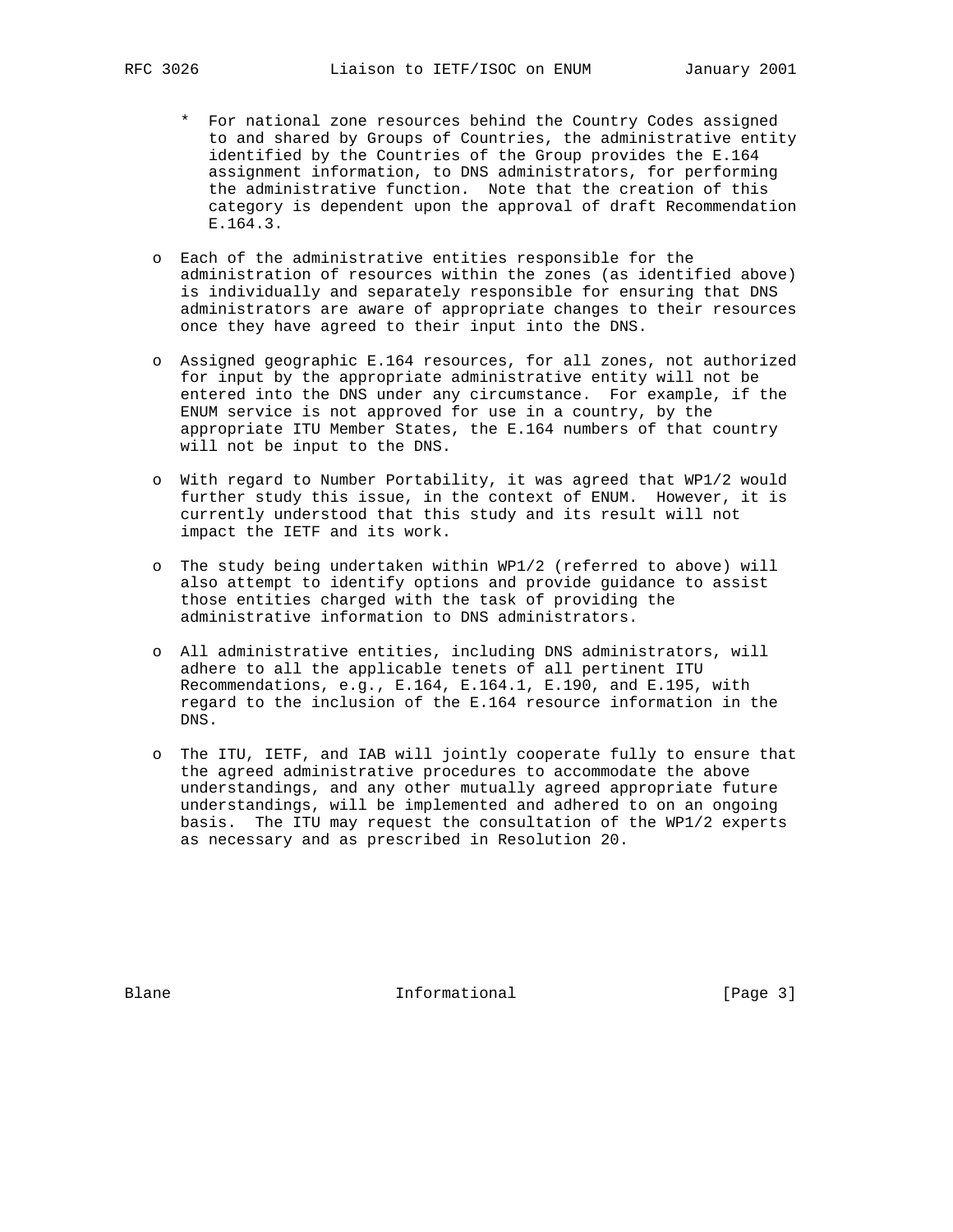* For national zone resources behind the Country Codes assigned to and shared by Groups of Countries, the administrative entity identified by the Countries of the Group provides the E.164 assignment information, to DNS administrators, for performing the administrative function. Note that the creation of this category is dependent upon the approval of draft Recommendation E.164.3.

- Each of the administrative entities responsible for the administration of resources within the zones (as identified above) is individually and separately responsible for ensuring that DNS administrators are aware of appropriate changes to their resources once they have agreed to their input into the DNS.

- Assigned geographic E.164 resources, for all zones, not authorized for input by the appropriate administrative entity will not be entered into the DNS under any circumstance. For example, if the ENUM service is not approved for use in a country, by the appropriate ITU Member States, the E.164 numbers of that country will not be input to the DNS.

- With regard to Number Portability, it was agreed that WP1/2 would further study this issue, in the context of ENUM. However, it is currently understood that this study and its result will not impact the IETF and its work.

- The study being undertaken within WP1/2 (referred to above) will also attempt to identify options and provide guidance to assist those entities charged with the task of providing the administrative information to DNS administrators.

- All administrative entities, including DNS administrators, will adhere to all the applicable tenets of all pertinent ITU Recommendations, e.g., E.164, E.164.1, E.190, and E.195, with regard to the inclusion of the E.164 resource information in the DNS.

- The ITU, IETF, and IAB will jointly cooperate fully to ensure that the agreed administrative procedures to accommodate the above understandings, and any other mutually agreed appropriate future understandings, will be implemented and adhered to on an ongoing basis. The ITU may request the consultation of the WP1/2 experts as necessary and as prescribed in Resolution 20.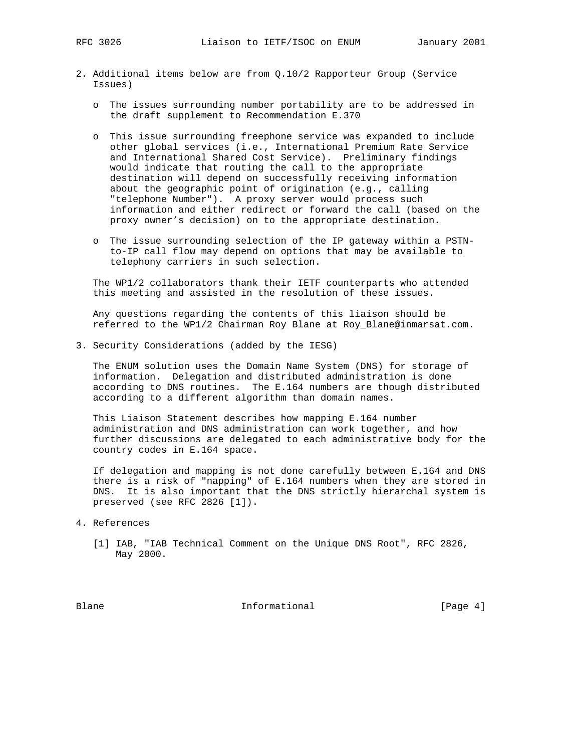2. Additional items below are from Q.10/2 Rapporteur Group (Service Issues)

   - The issues surrounding number portability are to be addressed in the draft supplement to Recommendation E.370

   - This issue surrounding freephone service was expanded to include other global services (i.e., International Premium Rate Service and International Shared Cost Service). Preliminary findings would indicate that routing the call to the appropriate destination will depend on successfully receiving information about the geographic point of origination (e.g., calling "telephone Number"). A proxy server would process such information and either redirect or forward the call (based on the proxy owner's decision) on to the appropriate destination.

   - The issue surrounding selection of the IP gateway within a PSTN-to-IP call flow may depend on options that may be available to telephony carriers in such selection.

   The WP1/2 collaborators thank their IETF counterparts who attended this meeting and assisted in the resolution of these issues.

   Any questions regarding the contents of this liaison should be referred to the WP1/2 Chairman Roy Blane at Roy_Blane@inmarsat.com.

## 3. Security Considerations (added by the IESG)

The ENUM solution uses the Domain Name System (DNS) for storage of information. Delegation and distributed administration is done according to DNS routines. The E.164 numbers are though distributed according to a different algorithm than domain names.

This Liaison Statement describes how mapping E.164 number administration and DNS administration can work together, and how further discussions are delegated to each administrative body for the country codes in E.164 space.

If delegation and mapping is not done carefully between E.164 and DNS there is a risk of "napping" of E.164 numbers when they are stored in DNS. It is also important that the DNS strictly hierarchal system is preserved (see RFC 2826 [1]).

## 4. References

[1] IAB, "IAB Technical Comment on the Unique DNS Root", RFC 2826, May 2000.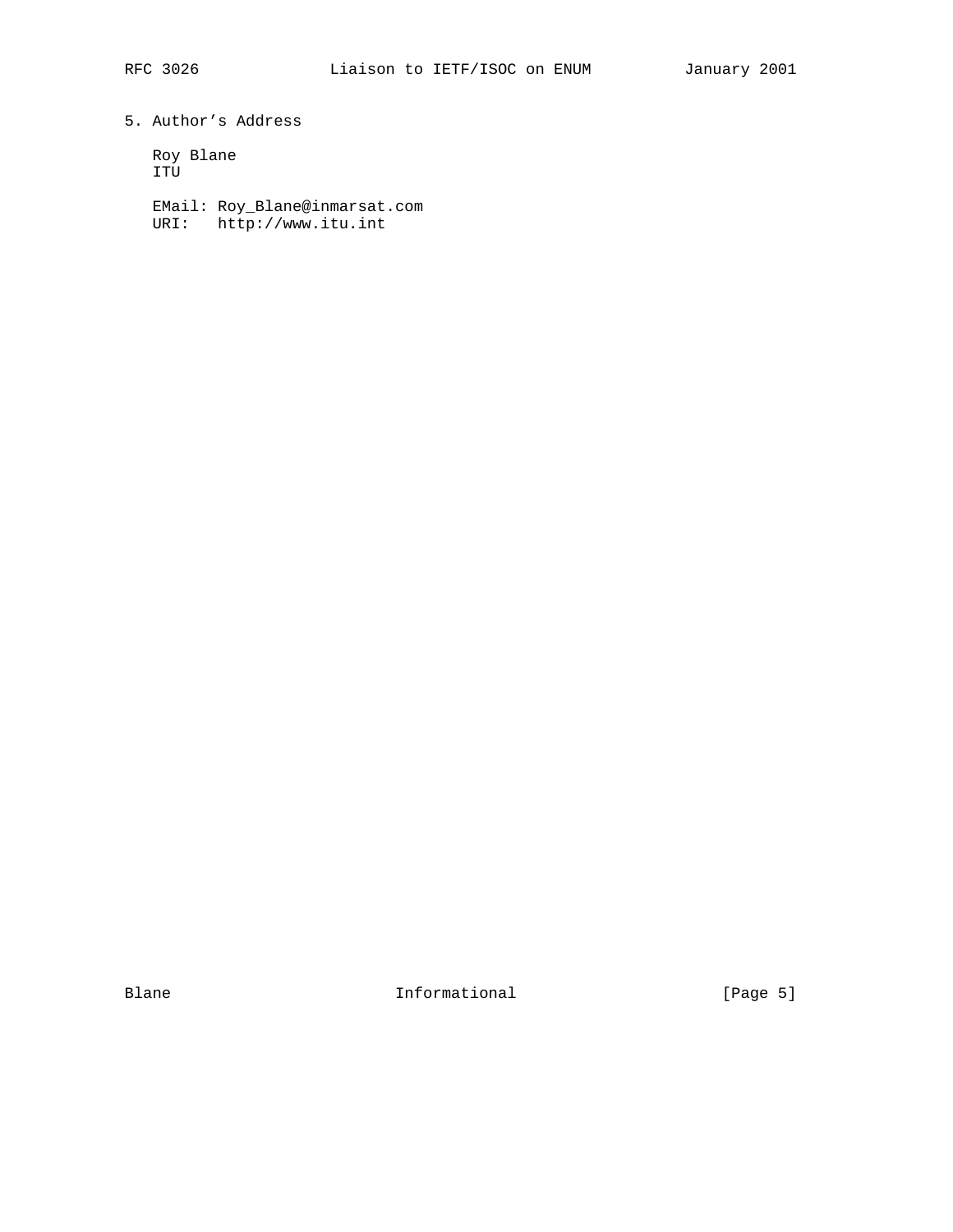## 5. Author's Address

Roy Blane
ITU

EMail: Roy_Blane@inmarsat.com
URI: http://www.itu.int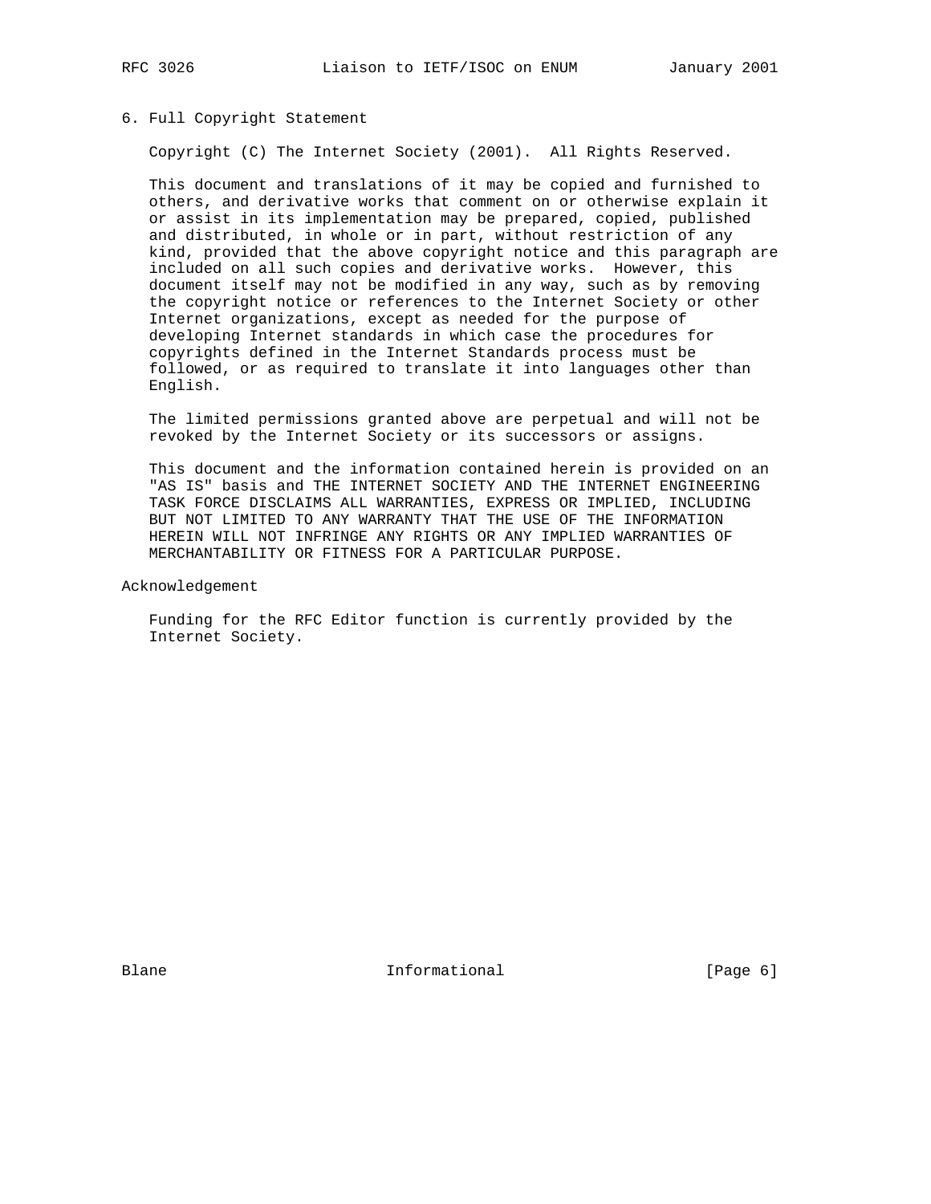## 6. Full Copyright Statement

Copyright (C) The Internet Society (2001). All Rights Reserved.

This document and translations of it may be copied and furnished to others, and derivative works that comment on or otherwise explain it or assist in its implementation may be prepared, copied, published and distributed, in whole or in part, without restriction of any kind, provided that the above copyright notice and this paragraph are included on all such copies and derivative works. However, this document itself may not be modified in any way, such as by removing the copyright notice or references to the Internet Society or other Internet organizations, except as needed for the purpose of developing Internet standards in which case the procedures for copyrights defined in the Internet Standards process must be followed, or as required to translate it into languages other than English.

The limited permissions granted above are perpetual and will not be revoked by the Internet Society or its successors or assigns.

This document and the information contained herein is provided on an "AS IS" basis and THE INTERNET SOCIETY AND THE INTERNET ENGINEERING TASK FORCE DISCLAIMS ALL WARRANTIES, EXPRESS OR IMPLIED, INCLUDING BUT NOT LIMITED TO ANY WARRANTY THAT THE USE OF THE INFORMATION HEREIN WILL NOT INFRINGE ANY RIGHTS OR ANY IMPLIED WARRANTIES OF MERCHANTABILITY OR FITNESS FOR A PARTICULAR PURPOSE.

## Acknowledgement

Funding for the RFC Editor function is currently provided by the Internet Society.